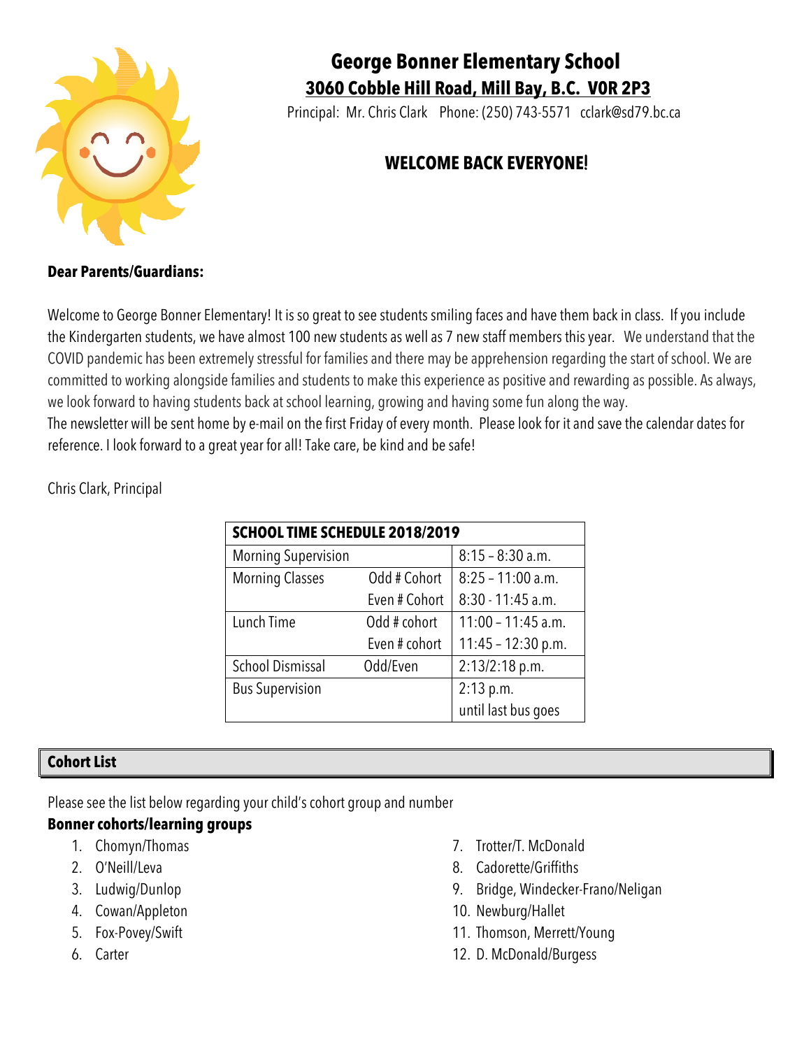# George Bonner Elementary School

## 3060 Cobble Hill Road, Mill Bay, B.C. V0R 2P3

Principal: Mr. Chris Clark Phone: (250) 743-5571 cclark@sd79.bc.ca

## WELCOME BACK EVERYONE!

**Dear Parents/Guardians:**

Welcome to George Bonner Elementary! It is so great to see students smiling faces and have them back in class. If you include the Kindergarten students, we have almost 100 new students as well as 7 new staff members this year. We understand that the COVID pandemic has been extremely stressful for families and there may be apprehension regarding the start of school. We are committed to working alongside families and students to make this experience as positive and rewarding as possible. As always, we look forward to having students back at school learning, growing and having some fun along the way.
The newsletter will be sent home by e-mail on the first Friday of every month. Please look for it and save the calendar dates for reference. I look forward to a great year for all! Take care, be kind and be safe!

Chris Clark, Principal

| SCHOOL TIME SCHEDULE 2018/2019 | | |
|---|---|---|
| Morning Supervision | | 8:15 – 8:30 a.m. |
| Morning Classes | Odd # Cohort | 8:25 – 11:00 a.m. |
| | Even # Cohort | 8:30 - 11:45 a.m. |
| Lunch Time | Odd # cohort | 11:00 – 11:45 a.m. |
| | Even # cohort | 11:45 – 12:30 p.m. |
| School Dismissal | Odd/Even | 2:13/2:18 p.m. |
| Bus Supervision | | 2:13 p.m. until last bus goes |

## Cohort List

Please see the list below regarding your child's cohort group and number

**Bonner cohorts/learning groups**

1. Chomyn/Thomas
2. O'Neill/Leva
3. Ludwig/Dunlop
4. Cowan/Appleton
5. Fox-Povey/Swift
6. Carter
7. Trotter/T. McDonald
8. Cadorette/Griffiths
9. Bridge, Windecker-Frano/Neligan
10. Newburg/Hallet
11. Thomson, Merrett/Young
12. D. McDonald/Burgess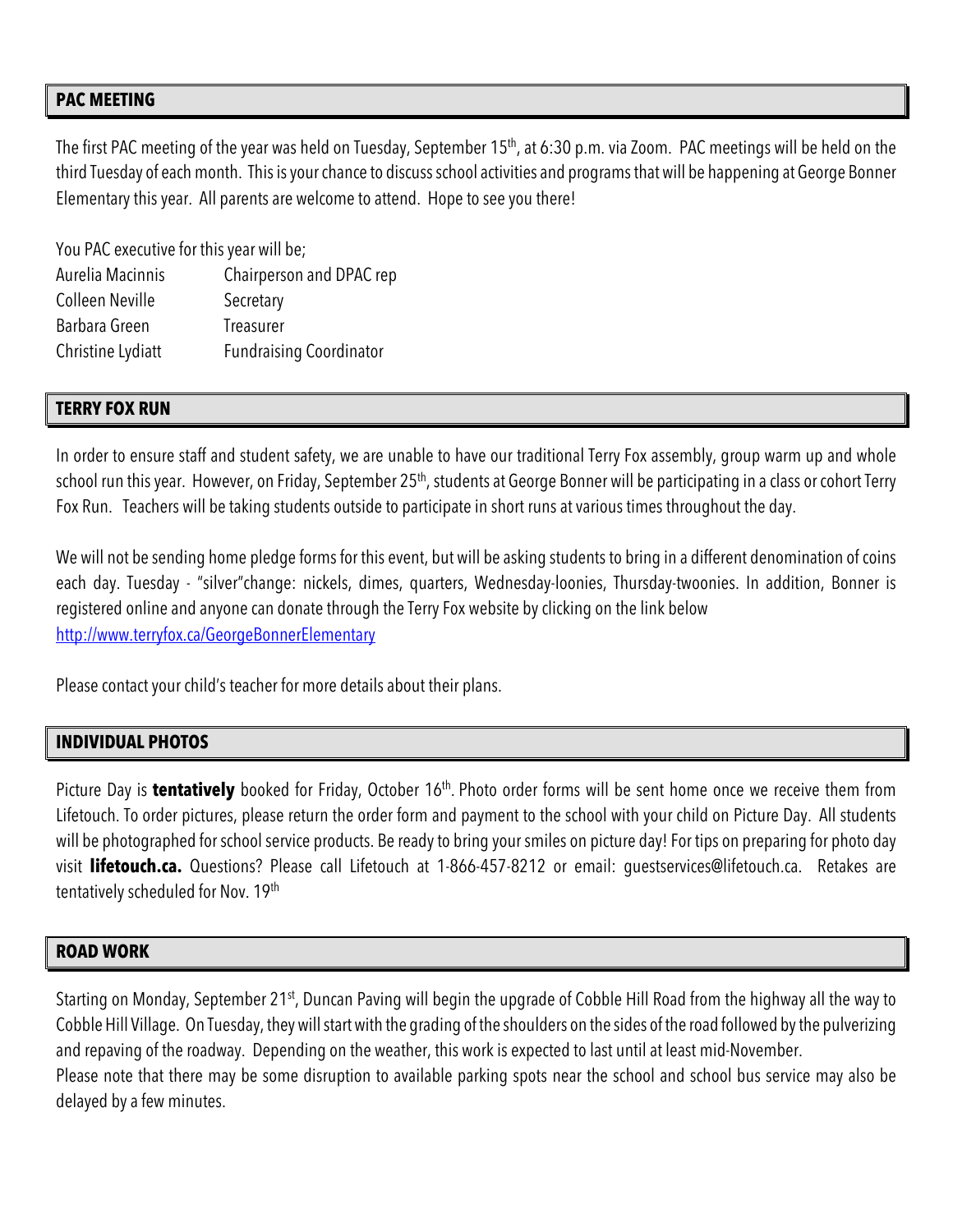## PAC MEETING

The first PAC meeting of the year was held on Tuesday, September 15th, at 6:30 p.m. via Zoom. PAC meetings will be held on the third Tuesday of each month. This is your chance to discuss school activities and programs that will be happening at George Bonner Elementary this year. All parents are welcome to attend. Hope to see you there!

You PAC executive for this year will be;

| | |
|---|---|
| Aurelia Macinnis | Chairperson and DPAC rep |
| Colleen Neville | Secretary |
| Barbara Green | Treasurer |
| Christine Lydiatt | Fundraising Coordinator |

## TERRY FOX RUN

In order to ensure staff and student safety, we are unable to have our traditional Terry Fox assembly, group warm up and whole school run this year. However, on Friday, September 25th, students at George Bonner will be participating in a class or cohort Terry Fox Run. Teachers will be taking students outside to participate in short runs at various times throughout the day.

We will not be sending home pledge forms for this event, but will be asking students to bring in a different denomination of coins each day. Tuesday - "silver"change: nickels, dimes, quarters, Wednesday-loonies, Thursday-twoonies. In addition, Bonner is registered online and anyone can donate through the Terry Fox website by clicking on the link below
http://www.terryfox.ca/GeorgeBonnerElementary

Please contact your child's teacher for more details about their plans.

## INDIVIDUAL PHOTOS

Picture Day is **tentatively** booked for Friday, October 16th. Photo order forms will be sent home once we receive them from Lifetouch. To order pictures, please return the order form and payment to the school with your child on Picture Day. All students will be photographed for school service products. Be ready to bring your smiles on picture day! For tips on preparing for photo day visit **lifetouch.ca.** Questions? Please call Lifetouch at 1-866-457-8212 or email: guestservices@lifetouch.ca. Retakes are tentatively scheduled for Nov. 19th

## ROAD WORK

Starting on Monday, September 21st, Duncan Paving will begin the upgrade of Cobble Hill Road from the highway all the way to Cobble Hill Village. On Tuesday, they will start with the grading of the shoulders on the sides of the road followed by the pulverizing and repaving of the roadway. Depending on the weather, this work is expected to last until at least mid-November.
Please note that there may be some disruption to available parking spots near the school and school bus service may also be delayed by a few minutes.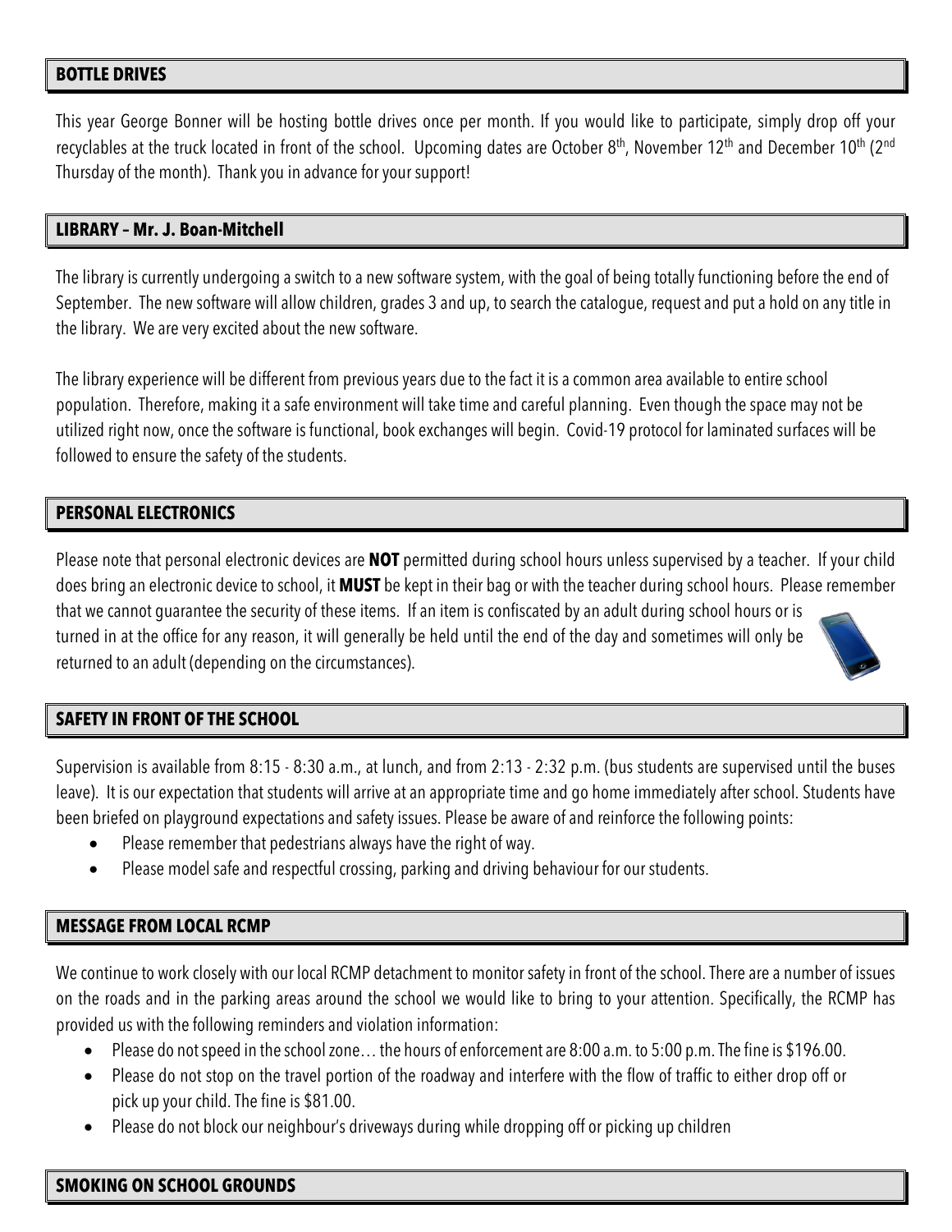## BOTTLE DRIVES

This year George Bonner will be hosting bottle drives once per month. If you would like to participate, simply drop off your recyclables at the truck located in front of the school. Upcoming dates are October 8th, November 12th and December 10th (2nd Thursday of the month). Thank you in advance for your support!

## LIBRARY – Mr. J. Boan-Mitchell

The library is currently undergoing a switch to a new software system, with the goal of being totally functioning before the end of September. The new software will allow children, grades 3 and up, to search the catalogue, request and put a hold on any title in the library. We are very excited about the new software.

The library experience will be different from previous years due to the fact it is a common area available to entire school population. Therefore, making it a safe environment will take time and careful planning. Even though the space may not be utilized right now, once the software is functional, book exchanges will begin. Covid-19 protocol for laminated surfaces will be followed to ensure the safety of the students.

## PERSONAL ELECTRONICS

Please note that personal electronic devices are **NOT** permitted during school hours unless supervised by a teacher. If your child does bring an electronic device to school, it **MUST** be kept in their bag or with the teacher during school hours. Please remember that we cannot guarantee the security of these items. If an item is confiscated by an adult during school hours or is turned in at the office for any reason, it will generally be held until the end of the day and sometimes will only be returned to an adult (depending on the circumstances).

## SAFETY IN FRONT OF THE SCHOOL

Supervision is available from 8:15 - 8:30 a.m., at lunch, and from 2:13 - 2:32 p.m. (bus students are supervised until the buses leave). It is our expectation that students will arrive at an appropriate time and go home immediately after school. Students have been briefed on playground expectations and safety issues. Please be aware of and reinforce the following points:

- Please remember that pedestrians always have the right of way.
- Please model safe and respectful crossing, parking and driving behaviour for our students.

## MESSAGE FROM LOCAL RCMP

We continue to work closely with our local RCMP detachment to monitor safety in front of the school. There are a number of issues on the roads and in the parking areas around the school we would like to bring to your attention. Specifically, the RCMP has provided us with the following reminders and violation information:

- Please do not speed in the school zone… the hours of enforcement are 8:00 a.m. to 5:00 p.m. The fine is $196.00.
- Please do not stop on the travel portion of the roadway and interfere with the flow of traffic to either drop off or pick up your child. The fine is $81.00.
- Please do not block our neighbour's driveways during while dropping off or picking up children

## SMOKING ON SCHOOL GROUNDS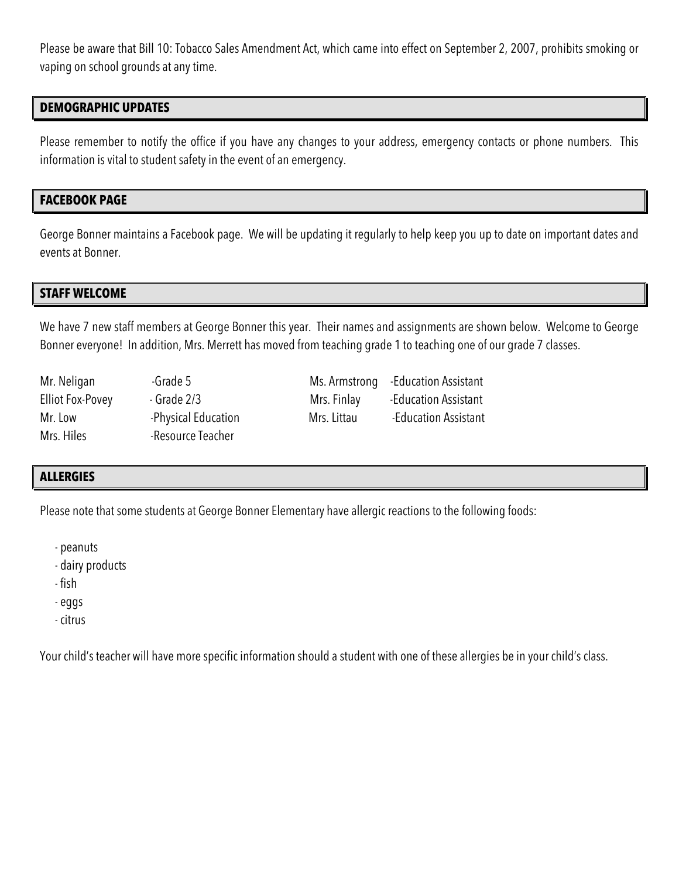Please be aware that Bill 10: Tobacco Sales Amendment Act, which came into effect on September 2, 2007, prohibits smoking or vaping on school grounds at any time.

## DEMOGRAPHIC UPDATES

Please remember to notify the office if you have any changes to your address, emergency contacts or phone numbers. This information is vital to student safety in the event of an emergency.

## FACEBOOK PAGE

George Bonner maintains a Facebook page. We will be updating it regularly to help keep you up to date on important dates and events at Bonner.

## STAFF WELCOME

We have 7 new staff members at George Bonner this year. Their names and assignments are shown below. Welcome to George Bonner everyone! In addition, Mrs. Merrett has moved from teaching grade 1 to teaching one of our grade 7 classes.

| | | | |
|---|---|---|---|
| Mr. Neligan | -Grade 5 | Ms. Armstrong | -Education Assistant |
| Elliot Fox-Povey | - Grade 2/3 | Mrs. Finlay | -Education Assistant |
| Mr. Low | -Physical Education | Mrs. Littau | -Education Assistant |
| Mrs. Hiles | -Resource Teacher | | |

## ALLERGIES

Please note that some students at George Bonner Elementary have allergic reactions to the following foods:

- peanuts
- dairy products
- fish
- eggs
- citrus

Your child's teacher will have more specific information should a student with one of these allergies be in your child's class.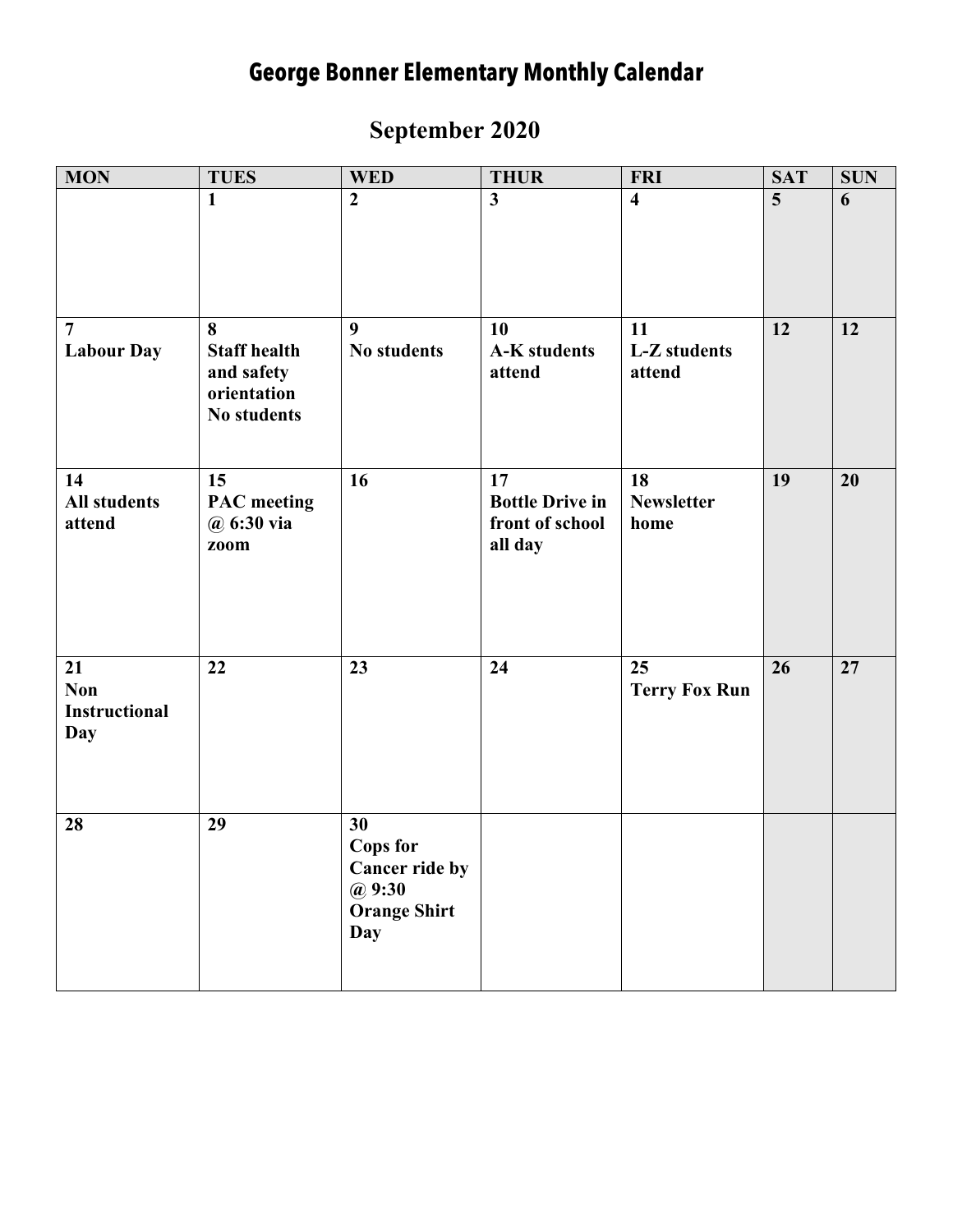# George Bonner Elementary Monthly Calendar

## September 2020

| MON | TUES | WED | THUR | FRI | SAT | SUN |
|---|---|---|---|---|---|---|
| | 1 | 2 | 3 | 4 | 5 | 6 |
| 7 Labour Day | 8 Staff health and safety orientation No students | 9 No students | 10 A-K students attend | 11 L-Z students attend | 12 | 12 |
| 14 All students attend | 15 PAC meeting @ 6:30 via zoom | 16 | 17 Bottle Drive in front of school all day | 18 Newsletter home | 19 | 20 |
| 21 Non Instructional Day | 22 | 23 | 24 | 25 Terry Fox Run | 26 | 27 |
| 28 | 29 | 30 Cops for Cancer ride by @ 9:30 Orange Shirt Day | | | | |